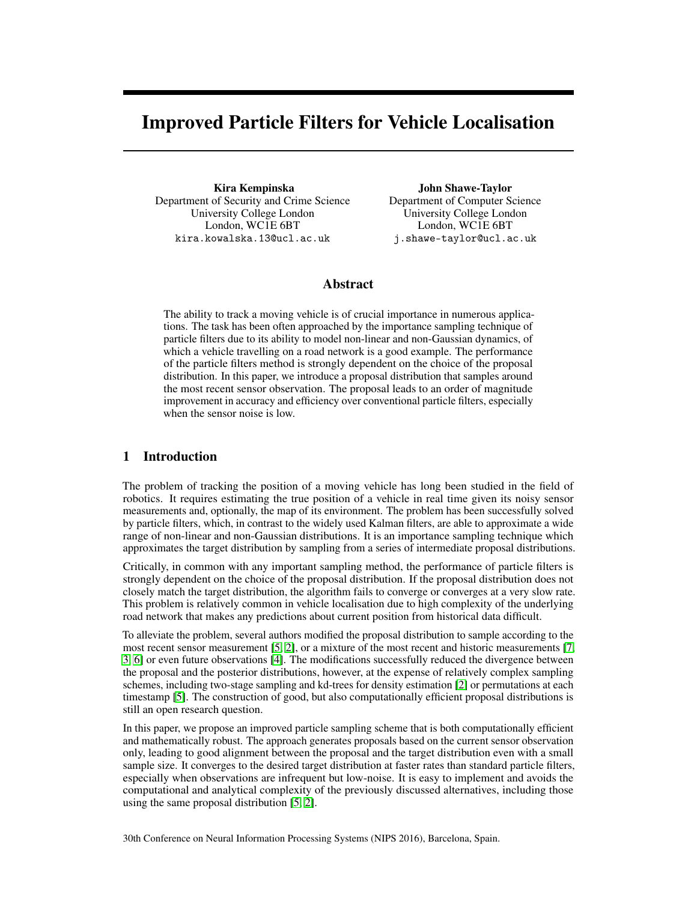# Improved Particle Filters for Vehicle Localisation

**Kira Kempinska**
Department of Security and Crime Science
University College London
London, WC1E 6BT
`kira.kowalska.13@ucl.ac.uk`

**John Shawe-Taylor**
Department of Computer Science
University College London
London, WC1E 6BT
`j.shawe-taylor@ucl.ac.uk`

## Abstract

The ability to track a moving vehicle is of crucial importance in numerous applications. The task has been often approached by the importance sampling technique of particle filters due to its ability to model non-linear and non-Gaussian dynamics, of which a vehicle travelling on a road network is a good example. The performance of the particle filters method is strongly dependent on the choice of the proposal distribution. In this paper, we introduce a proposal distribution that samples around the most recent sensor observation. The proposal leads to an order of magnitude improvement in accuracy and efficiency over conventional particle filters, especially when the sensor noise is low.

## 1 Introduction

The problem of tracking the position of a moving vehicle has long been studied in the field of robotics. It requires estimating the true position of a vehicle in real time given its noisy sensor measurements and, optionally, the map of its environment. The problem has been successfully solved by particle filters, which, in contrast to the widely used Kalman filters, are able to approximate a wide range of non-linear and non-Gaussian distributions. It is an importance sampling technique which approximates the target distribution by sampling from a series of intermediate proposal distributions.

Critically, in common with any important sampling method, the performance of particle filters is strongly dependent on the choice of the proposal distribution. If the proposal distribution does not closely match the target distribution, the algorithm fails to converge or converges at a very slow rate. This problem is relatively common in vehicle localisation due to high complexity of the underlying road network that makes any predictions about current position from historical data difficult.

To alleviate the problem, several authors modified the proposal distribution to sample according to the most recent sensor measurement [5, 2], or a mixture of the most recent and historic measurements [7, 3, 6] or even future observations [4]. The modifications successfully reduced the divergence between the proposal and the posterior distributions, however, at the expense of relatively complex sampling schemes, including two-stage sampling and kd-trees for density estimation [2] or permutations at each timestamp [5]. The construction of good, but also computationally efficient proposal distributions is still an open research question.

In this paper, we propose an improved particle sampling scheme that is both computationally efficient and mathematically robust. The approach generates proposals based on the current sensor observation only, leading to good alignment between the proposal and the target distribution even with a small sample size. It converges to the desired target distribution at faster rates than standard particle filters, especially when observations are infrequent but low-noise. It is easy to implement and avoids the computational and analytical complexity of the previously discussed alternatives, including those using the same proposal distribution [5, 2].

30th Conference on Neural Information Processing Systems (NIPS 2016), Barcelona, Spain.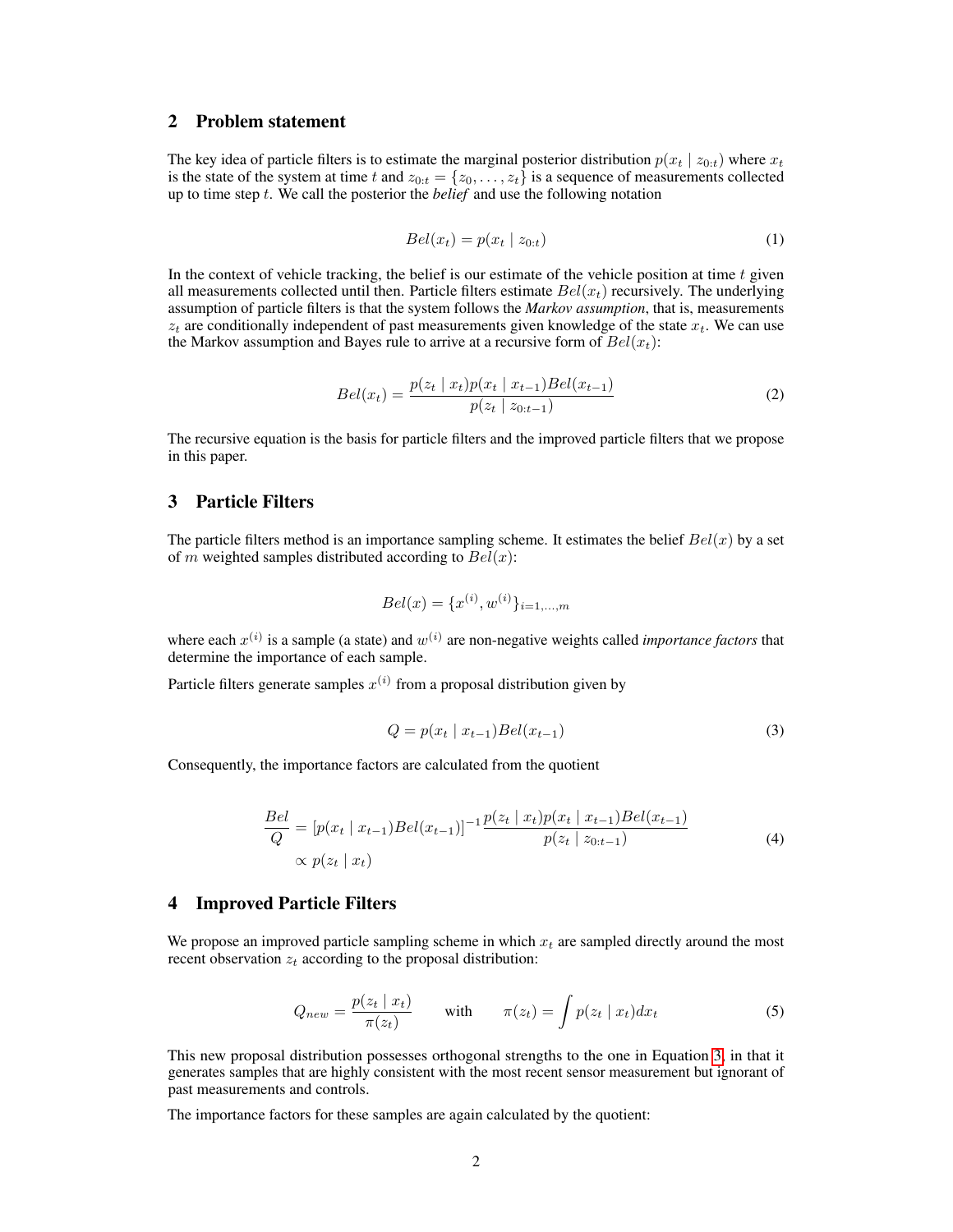## 2 Problem statement

The key idea of particle filters is to estimate the marginal posterior distribution $p(x_t \mid z_{0:t})$ where $x_t$ is the state of the system at time $t$ and $z_{0:t} = \{z_0, \dots, z_t\}$ is a sequence of measurements collected up to time step $t$. We call the posterior the ***belief*** and use the following notation

$$Bel(x_t) = p(x_t \mid z_{0:t}) \tag{1}$$

In the context of vehicle tracking, the belief is our estimate of the vehicle position at time $t$ given all measurements collected until then. Particle filters estimate $Bel(x_t)$ recursively. The underlying assumption of particle filters is that the system follows the ***Markov assumption***, that is, measurements $z_t$ are conditionally independent of past measurements given knowledge of the state $x_t$. We can use the Markov assumption and Bayes rule to arrive at a recursive form of $Bel(x_t)$:

$$Bel(x_t) = \frac{p(z_t \mid x_t)p(x_t \mid x_{t-1})Bel(x_{t-1})}{p(z_t \mid z_{0:t-1})} \tag{2}$$

The recursive equation is the basis for particle filters and the improved particle filters that we propose in this paper.

## 3 Particle Filters

The particle filters method is an importance sampling scheme. It estimates the belief $Bel(x)$ by a set of $m$ weighted samples distributed according to $Bel(x)$:

$$Bel(x) = \{x^{(i)}, w^{(i)}\}_{i=1,\dots,m}$$

where each $x^{(i)}$ is a sample (a state) and $w^{(i)}$ are non-negative weights called *importance factors* that determine the importance of each sample.

Particle filters generate samples $x^{(i)}$ from a proposal distribution given by

$$Q = p(x_t \mid x_{t-1})Bel(x_{t-1}) \tag{3}$$

Consequently, the importance factors are calculated from the quotient

$$\begin{aligned} \frac{Bel}{Q} &= [p(x_t \mid x_{t-1})Bel(x_{t-1})]^{-1} \frac{p(z_t \mid x_t)p(x_t \mid x_{t-1})Bel(x_{t-1})}{p(z_t \mid z_{0:t-1})} \\ &\propto p(z_t \mid x_t) \end{aligned} \tag{4}$$

## 4 Improved Particle Filters

We propose an improved particle sampling scheme in which $x_t$ are sampled directly around the most recent observation $z_t$ according to the proposal distribution:

$$Q_{new} = \frac{p(z_t \mid x_t)}{\pi(z_t)} \qquad \text{with} \qquad \pi(z_t) = \int p(z_t \mid x_t)dx_t \tag{5}$$

This new proposal distribution possesses orthogonal strengths to the one in Equation 3, in that it generates samples that are highly consistent with the most recent sensor measurement but ignorant of past measurements and controls.

The importance factors for these samples are again calculated by the quotient: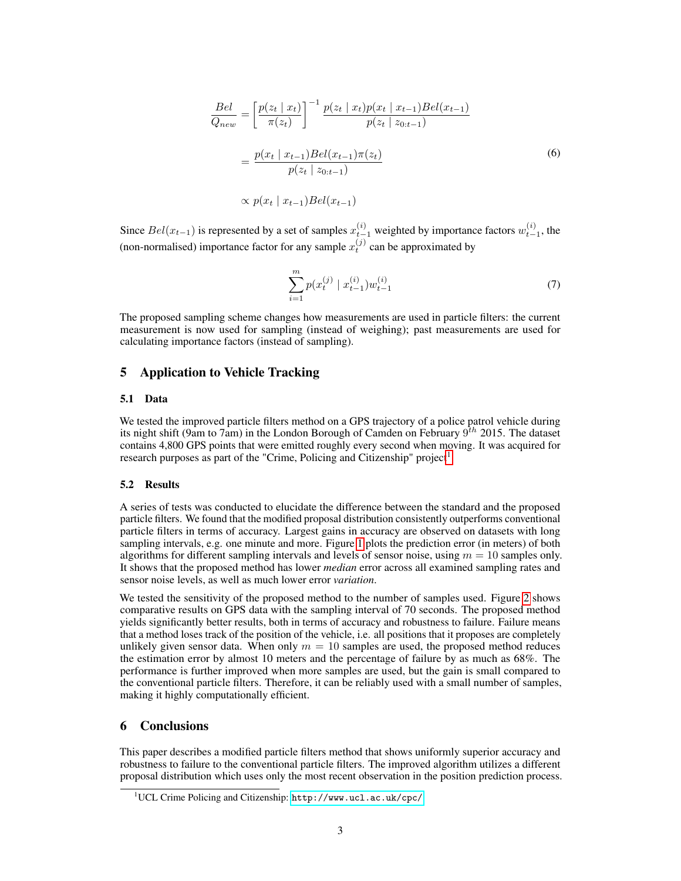$$
\begin{aligned}
\frac{Bel}{Q_{new}} &= \left[\frac{p(z_t \mid x_t)}{\pi(z_t)}\right]^{-1} \frac{p(z_t \mid x_t) p(x_t \mid x_{t-1}) Bel(x_{t-1})}{p(z_t \mid z_{0:t-1})} \\
&= \frac{p(x_t \mid x_{t-1}) Bel(x_{t-1}) \pi(z_t)}{p(z_t \mid z_{0:t-1})} \\
&\propto p(x_t \mid x_{t-1}) Bel(x_{t-1})
\end{aligned} \tag{6}
$$

Since $Bel(x_{t-1})$ is represented by a set of samples $x_{t-1}^{(i)}$ weighted by importance factors $w_{t-1}^{(i)}$, the (non-normalised) importance factor for any sample $x_t^{(j)}$ can be approximated by

$$
\sum_{i=1}^{m} p(x_t^{(j)} \mid x_{t-1}^{(i)}) w_{t-1}^{(i)} \tag{7}
$$

The proposed sampling scheme changes how measurements are used in particle filters: the current measurement is now used for sampling (instead of weighing); past measurements are used for calculating importance factors (instead of sampling).

## 5 Application to Vehicle Tracking

### 5.1 Data

We tested the improved particle filters method on a GPS trajectory of a police patrol vehicle during its night shift (9am to 7am) in the London Borough of Camden on February $9^{th}$ 2015. The dataset contains 4,800 GPS points that were emitted roughly every second when moving. It was acquired for research purposes as part of the "Crime, Policing and Citizenship" project[1].

### 5.2 Results

A series of tests was conducted to elucidate the difference between the standard and the proposed particle filters. We found that the modified proposal distribution consistently outperforms conventional particle filters in terms of accuracy. Largest gains in accuracy are observed on datasets with long sampling intervals, e.g. one minute and more. Figure 1 plots the prediction error (in meters) of both algorithms for different sampling intervals and levels of sensor noise, using $m = 10$ samples only. It shows that the proposed method has lower *median* error across all examined sampling rates and sensor noise levels, as well as much lower error *variation*.

We tested the sensitivity of the proposed method to the number of samples used. Figure 2 shows comparative results on GPS data with the sampling interval of 70 seconds. The proposed method yields significantly better results, both in terms of accuracy and robustness to failure. Failure means that a method loses track of the position of the vehicle, i.e. all positions that it proposes are completely unlikely given sensor data. When only $m = 10$ samples are used, the proposed method reduces the estimation error by almost 10 meters and the percentage of failure by as much as 68%. The performance is further improved when more samples are used, but the gain is small compared to the conventional particle filters. Therefore, it can be reliably used with a small number of samples, making it highly computationally efficient.

## 6 Conclusions

This paper describes a modified particle filters method that shows uniformly superior accuracy and robustness to failure to the conventional particle filters. The improved algorithm utilizes a different proposal distribution which uses only the most recent observation in the position prediction process.

[1] UCL Crime Policing and Citizenship: http://www.ucl.ac.uk/cpc/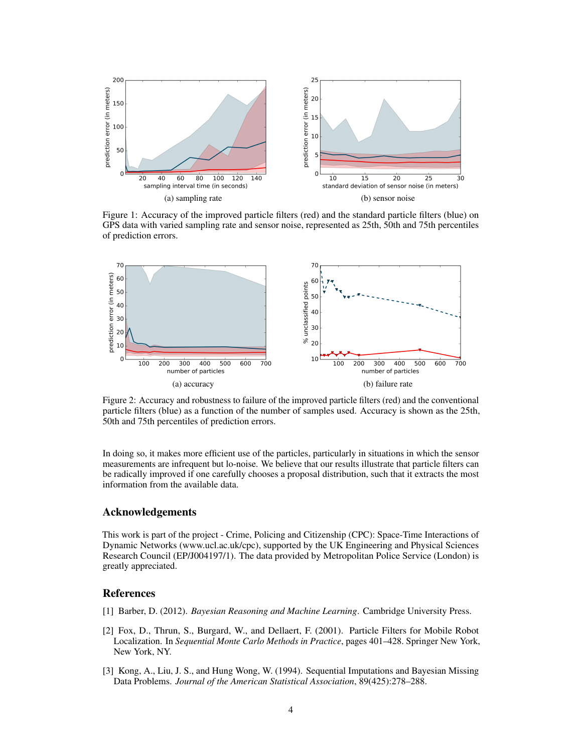(a) sampling rate

(b) sensor noise

Figure 1: Accuracy of the improved particle filters (red) and the standard particle filters (blue) on GPS data with varied sampling rate and sensor noise, represented as 25th, 50th and 75th percentiles of prediction errors.

(a) accuracy

(b) failure rate

Figure 2: Accuracy and robustness to failure of the improved particle filters (red) and the conventional particle filters (blue) as a function of the number of samples used. Accuracy is shown as the 25th, 50th and 75th percentiles of prediction errors.

In doing so, it makes more efficient use of the particles, particularly in situations in which the sensor measurements are infrequent but lo-noise. We believe that our results illustrate that particle filters can be radically improved if one carefully chooses a proposal distribution, such that it extracts the most information from the available data.

## Acknowledgements

This work is part of the project - Crime, Policing and Citizenship (CPC): Space-Time Interactions of Dynamic Networks (www.ucl.ac.uk/cpc), supported by the UK Engineering and Physical Sciences Research Council (EP/J004197/1). The data provided by Metropolitan Police Service (London) is greatly appreciated.

## References

[1] Barber, D. (2012). *Bayesian Reasoning and Machine Learning*. Cambridge University Press.

[2] Fox, D., Thrun, S., Burgard, W., and Dellaert, F. (2001). Particle Filters for Mobile Robot Localization. In *Sequential Monte Carlo Methods in Practice*, pages 401–428. Springer New York, New York, NY.

[3] Kong, A., Liu, J. S., and Hung Wong, W. (1994). Sequential Imputations and Bayesian Missing Data Problems. *Journal of the American Statistical Association*, 89(425):278–288.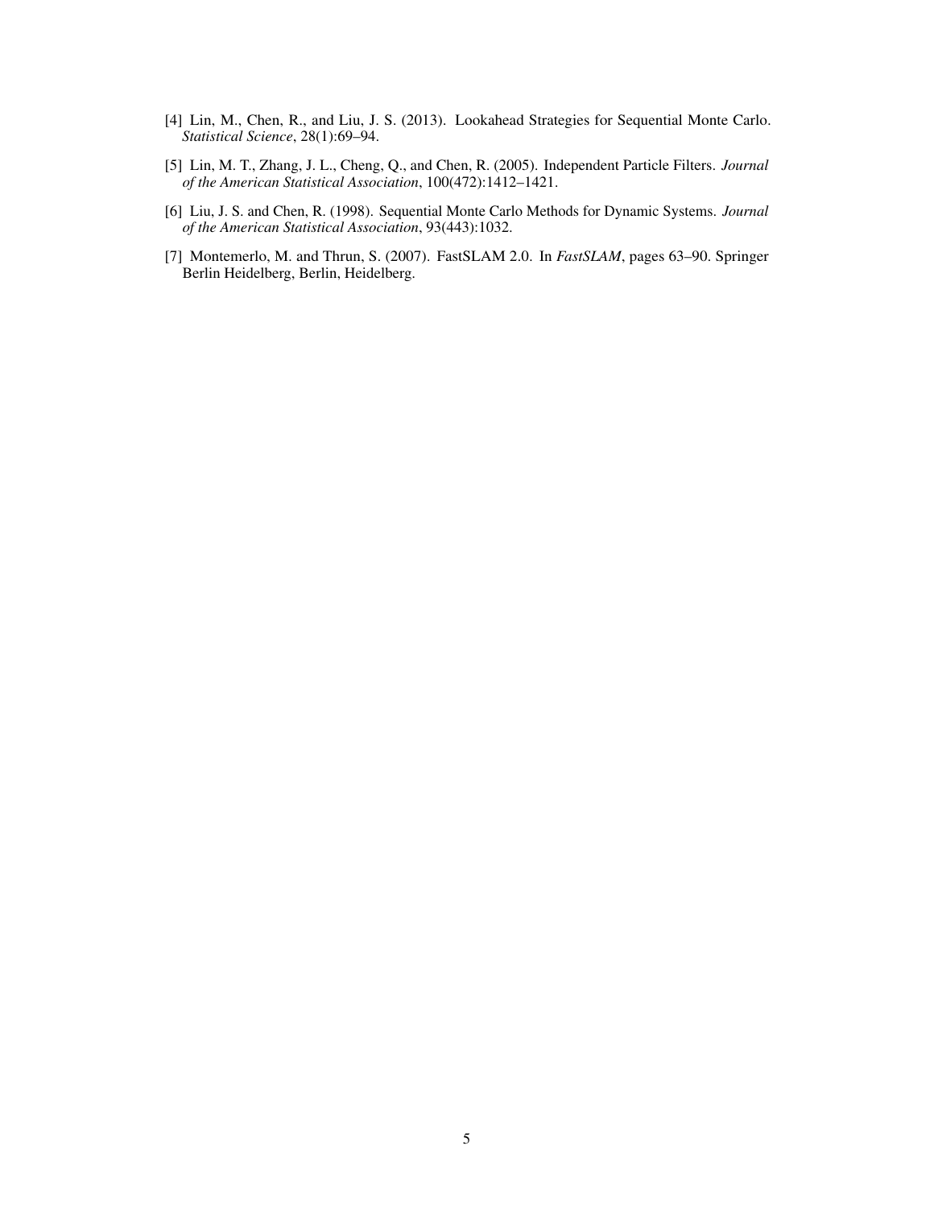[4] Lin, M., Chen, R., and Liu, J. S. (2013). Lookahead Strategies for Sequential Monte Carlo. *Statistical Science*, 28(1):69–94.

[5] Lin, M. T., Zhang, J. L., Cheng, Q., and Chen, R. (2005). Independent Particle Filters. *Journal of the American Statistical Association*, 100(472):1412–1421.

[6] Liu, J. S. and Chen, R. (1998). Sequential Monte Carlo Methods for Dynamic Systems. *Journal of the American Statistical Association*, 93(443):1032.

[7] Montemerlo, M. and Thrun, S. (2007). FastSLAM 2.0. In *FastSLAM*, pages 63–90. Springer Berlin Heidelberg, Berlin, Heidelberg.